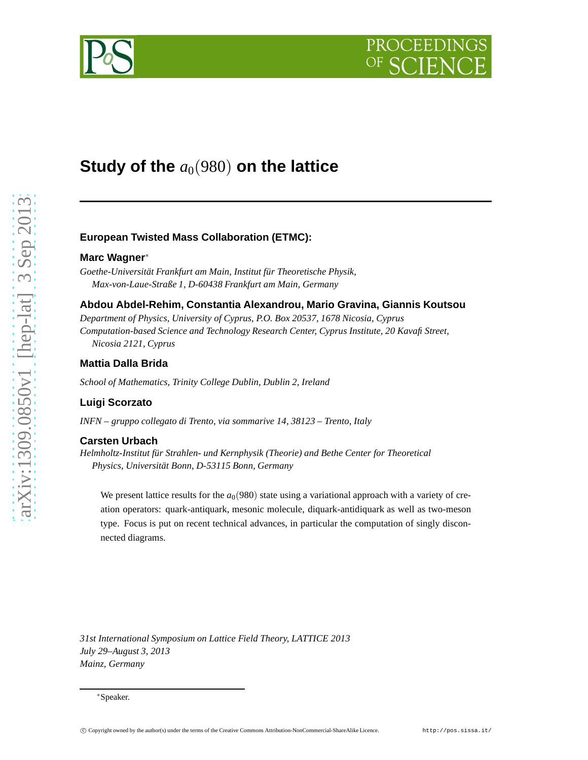# Study of the $a_0(980)$ on the lattice

**European Twisted Mass Collaboration (ETMC):**

**Marc Wagner**[*]

*Goethe-Universität Frankfurt am Main, Institut für Theoretische Physik, Max-von-Laue-Straße 1, D-60438 Frankfurt am Main, Germany*

**Abdou Abdel-Rehim, Constantia Alexandrou, Mario Gravina, Giannis Koutsou**

*Department of Physics, University of Cyprus, P.O. Box 20537, 1678 Nicosia, Cyprus*
*Computation-based Science and Technology Research Center, Cyprus Institute, 20 Kavafi Street, Nicosia 2121, Cyprus*

**Mattia Dalla Brida**

*School of Mathematics, Trinity College Dublin, Dublin 2, Ireland*

**Luigi Scorzato**

*INFN – gruppo collegato di Trento, via sommarive 14, 38123 – Trento, Italy*

**Carsten Urbach**

*Helmholtz-Institut für Strahlen- und Kernphysik (Theorie) and Bethe Center for Theoretical Physics, Universität Bonn, D-53115 Bonn, Germany*

We present lattice results for the $a_0(980)$ state using a variational approach with a variety of creation operators: quark-antiquark, mesonic molecule, diquark-antidiquark as well as two-meson type. Focus is put on recent technical advances, in particular the computation of singly disconnected diagrams.

*31st International Symposium on Lattice Field Theory, LATTICE 2013*
*July 29–August 3, 2013*
*Mainz, Germany*

[*]Speaker.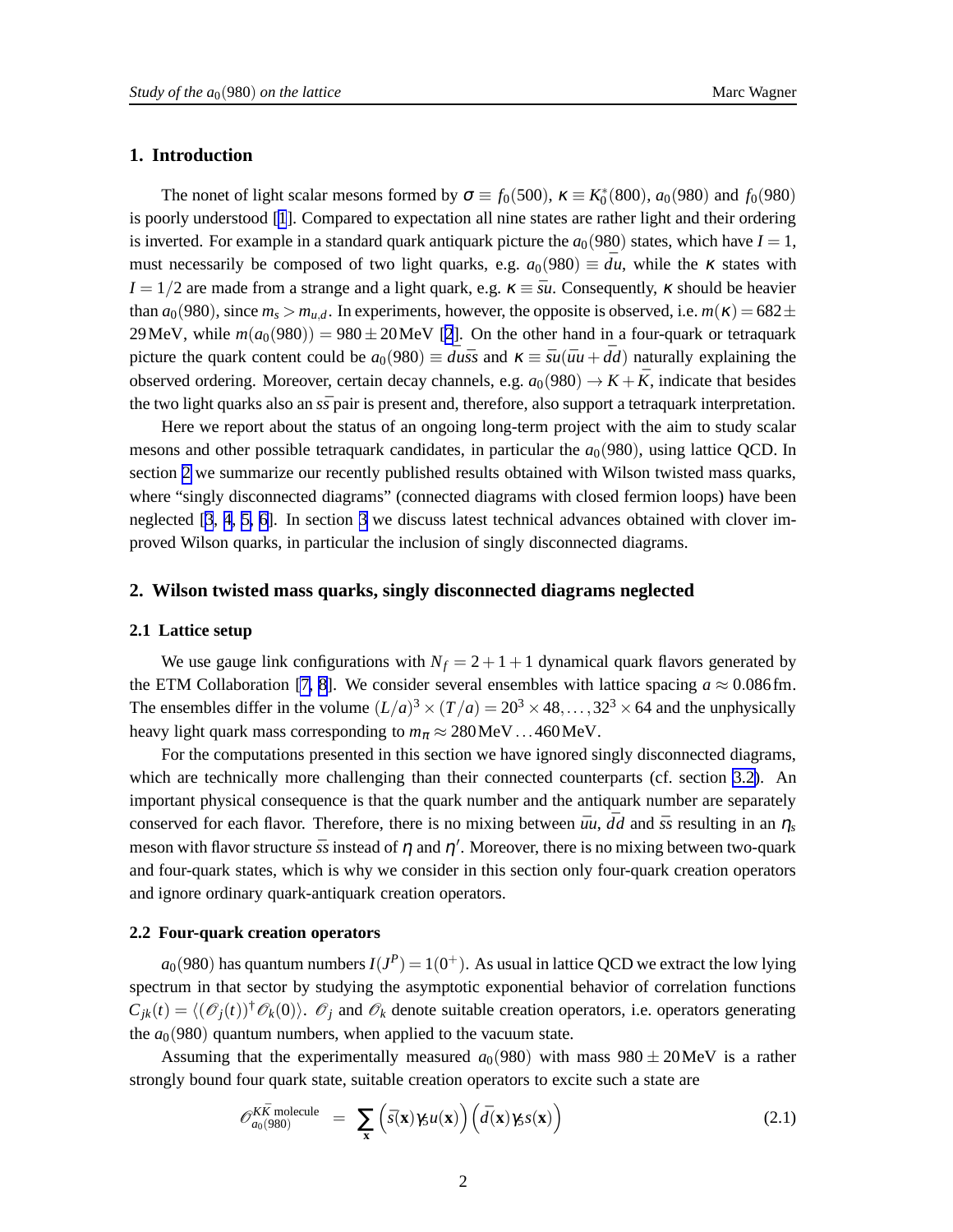## 1. Introduction

The nonet of light scalar mesons formed by $\sigma \equiv f_0(500)$, $\kappa \equiv K_0^*(800)$, $a_0(980)$ and $f_0(980)$ is poorly understood [1]. Compared to expectation all nine states are rather light and their ordering is inverted. For example in a standard quark antiquark picture the $a_0(980)$ states, which have $I = 1$, must necessarily be composed of two light quarks, e.g. $a_0(980) \equiv \bar{d}u$, while the $\kappa$ states with $I = 1/2$ are made from a strange and a light quark, e.g. $\kappa \equiv \bar{s}u$. Consequently, $\kappa$ should be heavier than $a_0(980)$, since $m_s > m_{u,d}$. In experiments, however, the opposite is observed, i.e. $m(\kappa) = 682 \pm 29\,\text{MeV}$, while $m(a_0(980)) = 980 \pm 20\,\text{MeV}$ [2]. On the other hand in a four-quark or tetraquark picture the quark content could be $a_0(980) \equiv \bar{d}u\bar{s}s$ and $\kappa \equiv \bar{s}u(\bar{u}u + \bar{d}d)$ naturally explaining the observed ordering. Moreover, certain decay channels, e.g. $a_0(980) \rightarrow K + \bar{K}$, indicate that besides the two light quarks also an $s\bar{s}$ pair is present and, therefore, also support a tetraquark interpretation.

Here we report about the status of an ongoing long-term project with the aim to study scalar mesons and other possible tetraquark candidates, in particular the $a_0(980)$, using lattice QCD. In section 2 we summarize our recently published results obtained with Wilson twisted mass quarks, where "singly disconnected diagrams" (connected diagrams with closed fermion loops) have been neglected [3, 4, 5, 6]. In section 3 we discuss latest technical advances obtained with clover improved Wilson quarks, in particular the inclusion of singly disconnected diagrams.

## 2. Wilson twisted mass quarks, singly disconnected diagrams neglected

### 2.1 Lattice setup

We use gauge link configurations with $N_f = 2+1+1$ dynamical quark flavors generated by the ETM Collaboration [7, 8]. We consider several ensembles with lattice spacing $a \approx 0.086\,\text{fm}$. The ensembles differ in the volume $(L/a)^3 \times (T/a) = 20^3 \times 48, \ldots, 32^3 \times 64$ and the unphysically heavy light quark mass corresponding to $m_\pi \approx 280\,\text{MeV} \ldots 460\,\text{MeV}$.

For the computations presented in this section we have ignored singly disconnected diagrams, which are technically more challenging than their connected counterparts (cf. section 3.2). An important physical consequence is that the quark number and the antiquark number are separately conserved for each flavor. Therefore, there is no mixing between $\bar{u}u$, $\bar{d}d$ and $\bar{s}s$ resulting in an $\eta_s$ meson with flavor structure $\bar{s}s$ instead of $\eta$ and $\eta'$. Moreover, there is no mixing between two-quark and four-quark states, which is why we consider in this section only four-quark creation operators and ignore ordinary quark-antiquark creation operators.

### 2.2 Four-quark creation operators

$a_0(980)$ has quantum numbers $I(J^P) = 1(0^+)$. As usual in lattice QCD we extract the low lying spectrum in that sector by studying the asymptotic exponential behavior of correlation functions $C_{jk}(t) = \langle (\mathcal{O}_j(t))^\dagger \mathcal{O}_k(0) \rangle$. $\mathcal{O}_j$ and $\mathcal{O}_k$ denote suitable creation operators, i.e. operators generating the $a_0(980)$ quantum numbers, when applied to the vacuum state.

Assuming that the experimentally measured $a_0(980)$ with mass $980 \pm 20\,\text{MeV}$ is a rather strongly bound four quark state, suitable creation operators to excite such a state are

$$\mathcal{O}_{a_0(980)}^{K\bar{K}\text{ molecule}} = \sum_{\mathbf{x}} \Big(\bar{s}(\mathbf{x})\gamma_5 u(\mathbf{x})\Big) \Big(\bar{d}(\mathbf{x})\gamma_5 s(\mathbf{x})\Big) \tag{2.1}$$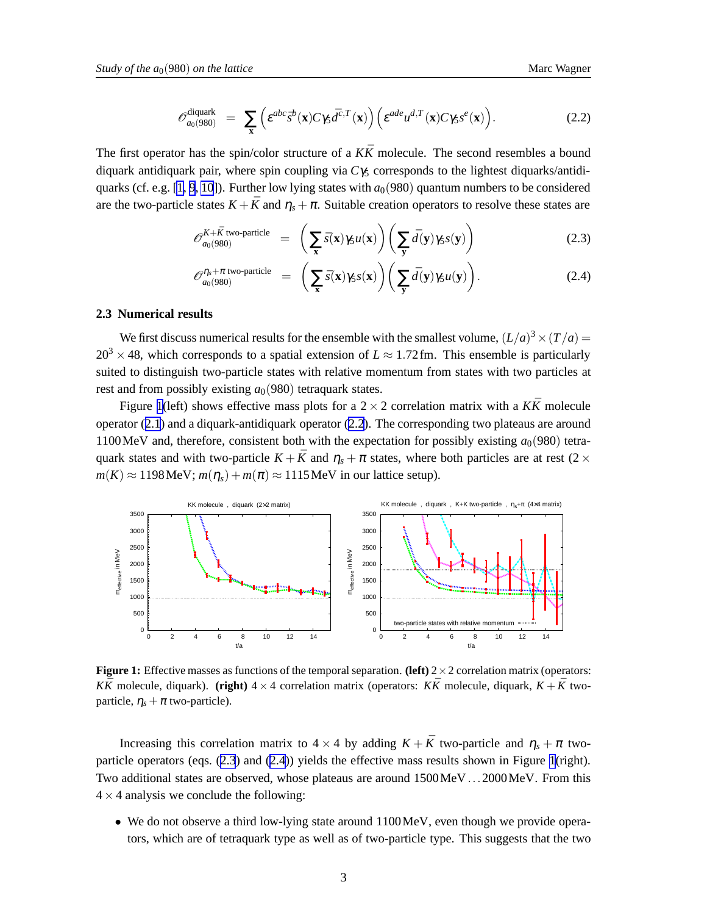$$\mathcal{O}_{a_0(980)}^{\text{diquark}} = \sum_{\mathbf{x}} \Big(\varepsilon^{abc}\bar{s}^b(\mathbf{x})C\gamma_5\bar{d}^{c,T}(\mathbf{x})\Big)\Big(\varepsilon^{ade}u^{d,T}(\mathbf{x})C\gamma_5 s^e(\mathbf{x})\Big). \tag{2.2}$$

The first operator has the spin/color structure of a $K\bar{K}$ molecule. The second resembles a bound diquark antidiquark pair, where spin coupling via $C\gamma_5$ corresponds to the lightest diquarks/antidiquarks (cf. e.g. [1, 9, 10]). Further low lying states with $a_0(980)$ quantum numbers to be considered are the two-particle states $K+\bar{K}$ and $\eta_s+\pi$. Suitable creation operators to resolve these states are

$$\mathcal{O}_{a_0(980)}^{K+\bar{K}\text{ two-particle}} = \bigg(\sum_{\mathbf{x}} \bar{s}(\mathbf{x})\gamma_5 u(\mathbf{x})\bigg)\bigg(\sum_{\mathbf{y}} \bar{d}(\mathbf{y})\gamma_5 s(\mathbf{y})\bigg) \tag{2.3}$$

$$\mathcal{O}_{a_0(980)}^{\eta_s+\pi\text{ two-particle}} = \bigg(\sum_{\mathbf{x}} \bar{s}(\mathbf{x})\gamma_5 s(\mathbf{x})\bigg)\bigg(\sum_{\mathbf{y}} \bar{d}(\mathbf{y})\gamma_5 u(\mathbf{y})\bigg). \tag{2.4}$$

### 2.3 Numerical results

We first discuss numerical results for the ensemble with the smallest volume, $(L/a)^3 \times (T/a) = 20^3 \times 48$, which corresponds to a spatial extension of $L \approx 1.72\,\text{fm}$. This ensemble is particularly suited to distinguish two-particle states with relative momentum from states with two particles at rest and from possibly existing $a_0(980)$ tetraquark states.

Figure 1(left) shows effective mass plots for a $2\times 2$ correlation matrix with a $K\bar{K}$ molecule operator (2.1) and a diquark-antidiquark operator (2.2). The corresponding two plateaus are around $1100\,\text{MeV}$ and, therefore, consistent both with the expectation for possibly existing $a_0(980)$ tetraquark states and with two-particle $K+\bar{K}$ and $\eta_s+\pi$ states, where both particles are at rest ($2\times m(K) \approx 1198\,\text{MeV}$; $m(\eta_s)+m(\pi) \approx 1115\,\text{MeV}$ in our lattice setup).

**Figure 1:** Effective masses as functions of the temporal separation. **(left)** $2\times 2$ correlation matrix (operators: $K\bar{K}$ molecule, diquark). **(right)** $4\times 4$ correlation matrix (operators: $K\bar{K}$ molecule, diquark, $K+\bar{K}$ two-particle, $\eta_s+\pi$ two-particle).

Increasing this correlation matrix to $4\times 4$ by adding $K+\bar{K}$ two-particle and $\eta_s+\pi$ two-particle operators (eqs. (2.3) and (2.4)) yields the effective mass results shown in Figure 1(right). Two additional states are observed, whose plateaus are around $1500\,\text{MeV} \ldots 2000\,\text{MeV}$. From this $4\times 4$ analysis we conclude the following:

- We do not observe a third low-lying state around $1100\,\text{MeV}$, even though we provide operators, which are of tetraquark type as well as of two-particle type. This suggests that the two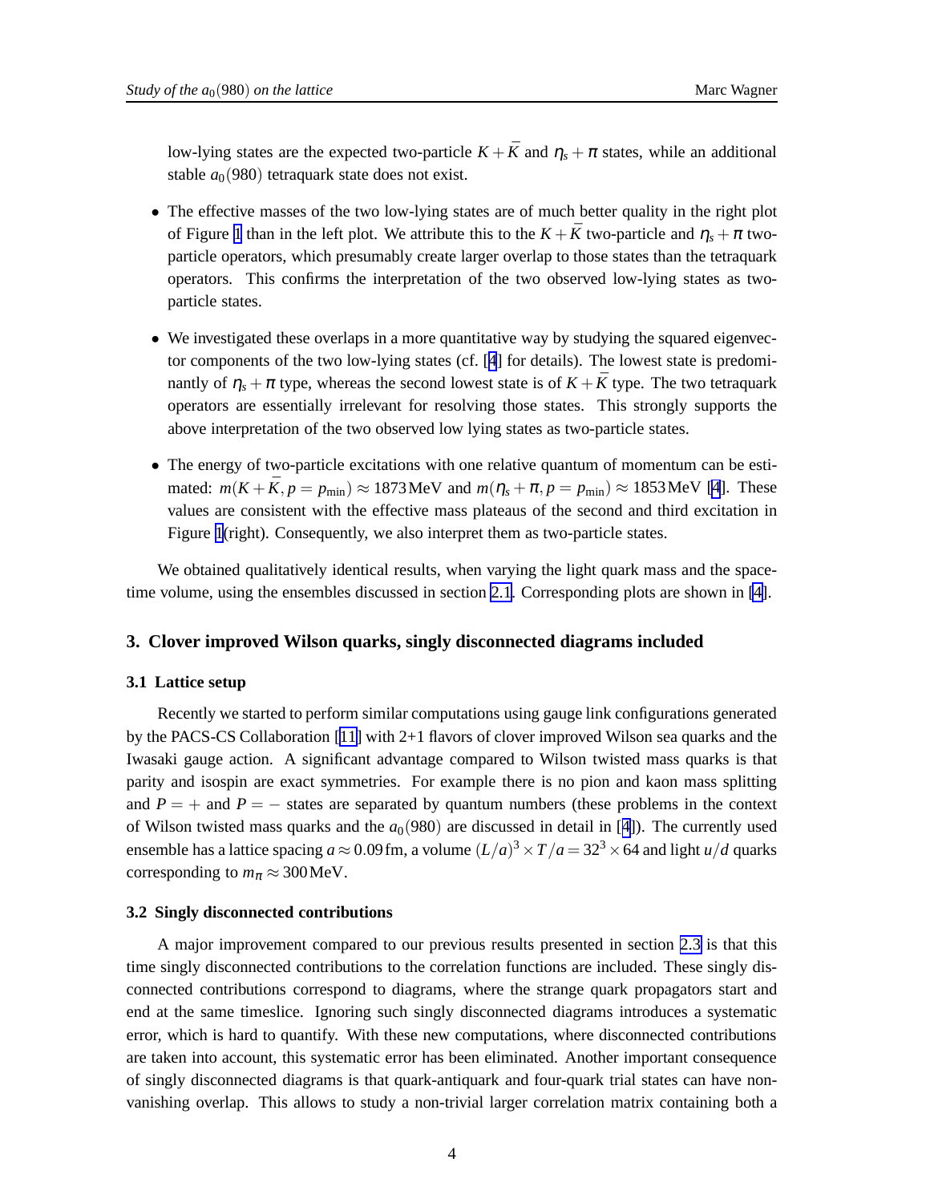low-lying states are the expected two-particle $K + \bar{K}$ and $\eta_s + \pi$ states, while an additional stable $a_0(980)$ tetraquark state does not exist.

- The effective masses of the two low-lying states are of much better quality in the right plot of Figure 1 than in the left plot. We attribute this to the $K + \bar{K}$ two-particle and $\eta_s + \pi$ two-particle operators, which presumably create larger overlap to those states than the tetraquark operators. This confirms the interpretation of the two observed low-lying states as two-particle states.

- We investigated these overlaps in a more quantitative way by studying the squared eigenvector components of the two low-lying states (cf. [4] for details). The lowest state is predominantly of $\eta_s + \pi$ type, whereas the second lowest state is of $K + \bar{K}$ type. The two tetraquark operators are essentially irrelevant for resolving those states. This strongly supports the above interpretation of the two observed low lying states as two-particle states.

- The energy of two-particle excitations with one relative quantum of momentum can be estimated: $m(K + \bar{K}, p = p_{\text{min}}) \approx 1873\,\text{MeV}$ and $m(\eta_s + \pi, p = p_{\text{min}}) \approx 1853\,\text{MeV}$ [4]. These values are consistent with the effective mass plateaus of the second and third excitation in Figure 1(right). Consequently, we also interpret them as two-particle states.

We obtained qualitatively identical results, when varying the light quark mass and the spacetime volume, using the ensembles discussed in section 2.1. Corresponding plots are shown in [4].

## 3. Clover improved Wilson quarks, singly disconnected diagrams included

### 3.1 Lattice setup

Recently we started to perform similar computations using gauge link configurations generated by the PACS-CS Collaboration [11] with 2+1 flavors of clover improved Wilson sea quarks and the Iwasaki gauge action. A significant advantage compared to Wilson twisted mass quarks is that parity and isospin are exact symmetries. For example there is no pion and kaon mass splitting and $P = +$ and $P = -$ states are separated by quantum numbers (these problems in the context of Wilson twisted mass quarks and the $a_0(980)$ are discussed in detail in [4]). The currently used ensemble has a lattice spacing $a \approx 0.09\,\text{fm}$, a volume $(L/a)^3 \times T/a = 32^3 \times 64$ and light $u/d$ quarks corresponding to $m_\pi \approx 300\,\text{MeV}$.

### 3.2 Singly disconnected contributions

A major improvement compared to our previous results presented in section 2.3 is that this time singly disconnected contributions to the correlation functions are included. These singly disconnected contributions correspond to diagrams, where the strange quark propagators start and end at the same timeslice. Ignoring such singly disconnected diagrams introduces a systematic error, which is hard to quantify. With these new computations, where disconnected contributions are taken into account, this systematic error has been eliminated. Another important consequence of singly disconnected diagrams is that quark-antiquark and four-quark trial states can have non-vanishing overlap. This allows to study a non-trivial larger correlation matrix containing both a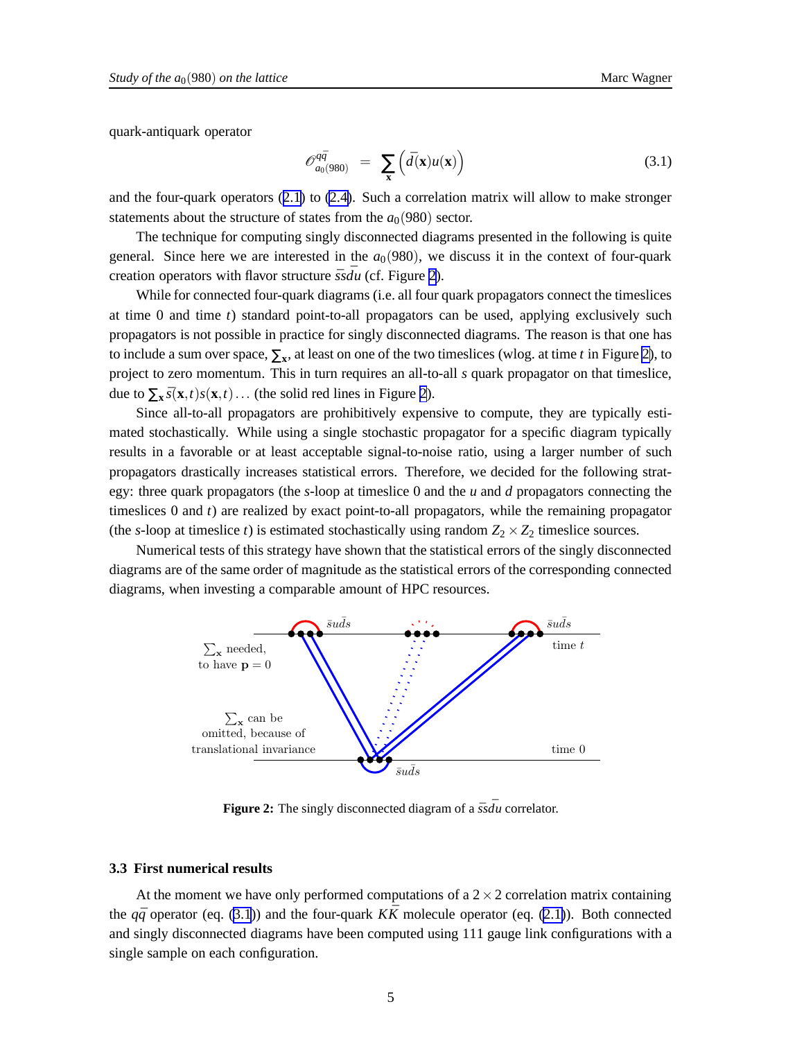quark-antiquark operator

$$\mathcal{O}^{q\bar{q}}_{a_0(980)} \;=\; \sum_{\mathbf{x}} \Big(\bar{d}(\mathbf{x})u(\mathbf{x})\Big) \tag{3.1}$$

and the four-quark operators (2.1) to (2.4). Such a correlation matrix will allow to make stronger statements about the structure of states from the $a_0(980)$ sector.

The technique for computing singly disconnected diagrams presented in the following is quite general. Since here we are interested in the $a_0(980)$, we discuss it in the context of four-quark creation operators with flavor structure $\bar{s}s\bar{d}u$ (cf. Figure 2).

While for connected four-quark diagrams (i.e. all four quark propagators connect the timeslices at time 0 and time $t$) standard point-to-all propagators can be used, applying exclusively such propagators is not possible in practice for singly disconnected diagrams. The reason is that one has to include a sum over space, $\sum_{\mathbf{x}}$, at least on one of the two timeslices (wlog. at time $t$ in Figure 2), to project to zero momentum. This in turn requires an all-to-all $s$ quark propagator on that timeslice, due to $\sum_{\mathbf{x}} \bar{s}(\mathbf{x},t)s(\mathbf{x},t)\ldots$ (the solid red lines in Figure 2).

Since all-to-all propagators are prohibitively expensive to compute, they are typically estimated stochastically. While using a single stochastic propagator for a specific diagram typically results in a favorable or at least acceptable signal-to-noise ratio, using a larger number of such propagators drastically increases statistical errors. Therefore, we decided for the following strategy: three quark propagators (the $s$-loop at timeslice 0 and the $u$ and $d$ propagators connecting the timeslices 0 and $t$) are realized by exact point-to-all propagators, while the remaining propagator (the $s$-loop at timeslice $t$) is estimated stochastically using random $Z_2 \times Z_2$ timeslice sources.

Numerical tests of this strategy have shown that the statistical errors of the singly disconnected diagrams are of the same order of magnitude as the statistical errors of the corresponding connected diagrams, when investing a comparable amount of HPC resources.

**Figure 2:** The singly disconnected diagram of a $\bar{s}s\bar{d}u$ correlator.

### 3.3 First numerical results

At the moment we have only performed computations of a $2 \times 2$ correlation matrix containing the $q\bar{q}$ operator (eq. (3.1)) and the four-quark $K\bar{K}$ molecule operator (eq. (2.1)). Both connected and singly disconnected diagrams have been computed using 111 gauge link configurations with a single sample on each configuration.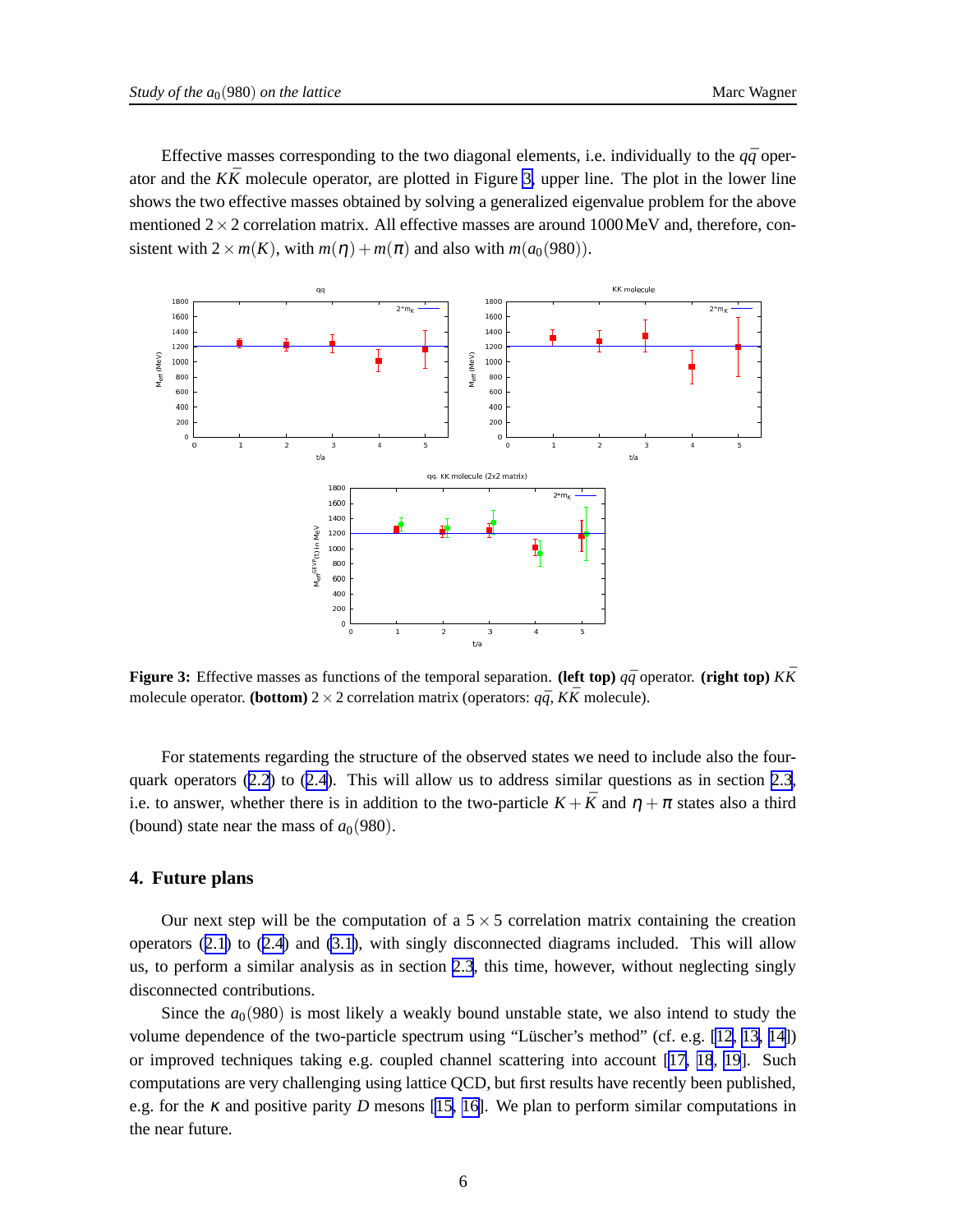Effective masses corresponding to the two diagonal elements, i.e. individually to the $q\bar{q}$ operator and the $K\bar{K}$ molecule operator, are plotted in Figure 3, upper line. The plot in the lower line shows the two effective masses obtained by solving a generalized eigenvalue problem for the above mentioned $2 \times 2$ correlation matrix. All effective masses are around 1000 MeV and, therefore, consistent with $2 \times m(K)$, with $m(\eta) + m(\pi)$ and also with $m(a_0(980))$.

**Figure 3:** Effective masses as functions of the temporal separation. **(left top)** $q\bar{q}$ operator. **(right top)** $K\bar{K}$ molecule operator. **(bottom)** $2 \times 2$ correlation matrix (operators: $q\bar{q}$, $K\bar{K}$ molecule).

For statements regarding the structure of the observed states we need to include also the four-quark operators (2.2) to (2.4). This will allow us to address similar questions as in section 2.3, i.e. to answer, whether there is in addition to the two-particle $K + \bar{K}$ and $\eta + \pi$ states also a third (bound) state near the mass of $a_0(980)$.

## 4. Future plans

Our next step will be the computation of a $5 \times 5$ correlation matrix containing the creation operators (2.1) to (2.4) and (3.1), with singly disconnected diagrams included. This will allow us, to perform a similar analysis as in section 2.3, this time, however, without neglecting singly disconnected contributions.

Since the $a_0(980)$ is most likely a weakly bound unstable state, we also intend to study the volume dependence of the two-particle spectrum using "Lüscher's method" (cf. e.g. [12, 13, 14]) or improved techniques taking e.g. coupled channel scattering into account [17, 18, 19]. Such computations are very challenging using lattice QCD, but first results have recently been published, e.g. for the $\kappa$ and positive parity $D$ mesons [15, 16]. We plan to perform similar computations in the near future.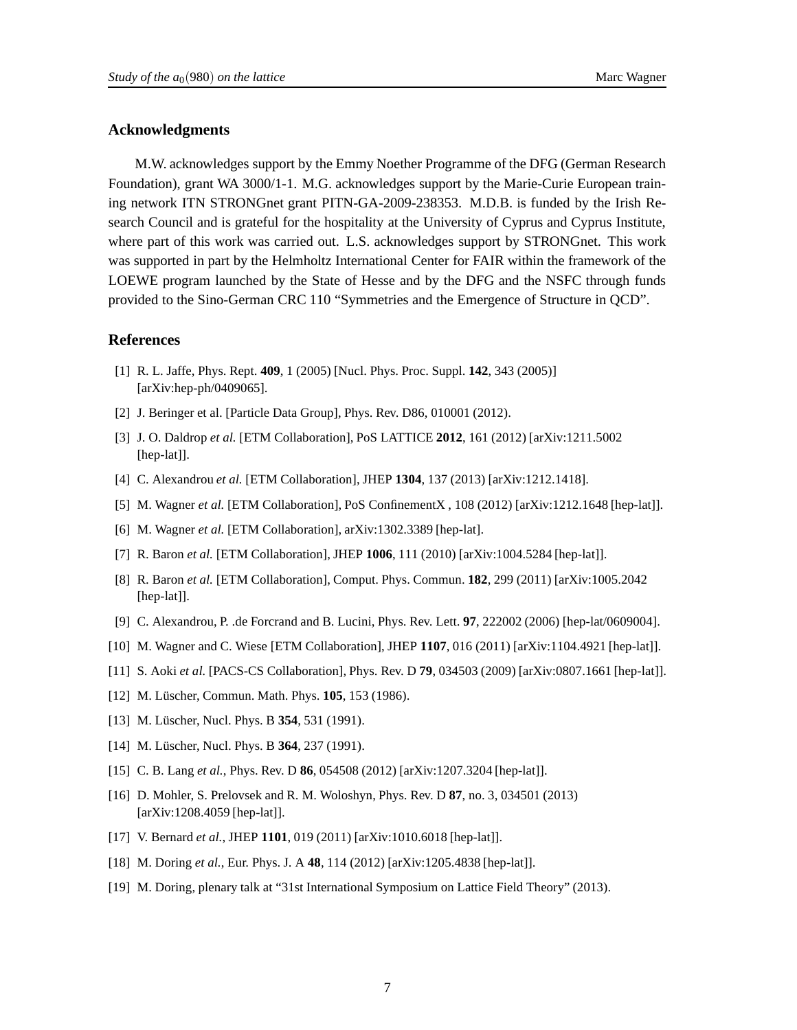## Acknowledgments

M.W. acknowledges support by the Emmy Noether Programme of the DFG (German Research Foundation), grant WA 3000/1-1. M.G. acknowledges support by the Marie-Curie European training network ITN STRONGnet grant PITN-GA-2009-238353. M.D.B. is funded by the Irish Research Council and is grateful for the hospitality at the University of Cyprus and Cyprus Institute, where part of this work was carried out. L.S. acknowledges support by STRONGnet. This work was supported in part by the Helmholtz International Center for FAIR within the framework of the LOEWE program launched by the State of Hesse and by the DFG and the NSFC through funds provided to the Sino-German CRC 110 "Symmetries and the Emergence of Structure in QCD".

## References

[1] R. L. Jaffe, Phys. Rept. **409**, 1 (2005) [Nucl. Phys. Proc. Suppl. **142**, 343 (2005)] [arXiv:hep-ph/0409065].

[2] J. Beringer et al. [Particle Data Group], Phys. Rev. D86, 010001 (2012).

[3] J. O. Daldrop *et al.* [ETM Collaboration], PoS LATTICE **2012**, 161 (2012) [arXiv:1211.5002 [hep-lat]].

[4] C. Alexandrou *et al.* [ETM Collaboration], JHEP **1304**, 137 (2013) [arXiv:1212.1418].

[5] M. Wagner *et al.* [ETM Collaboration], PoS ConfinementX , 108 (2012) [arXiv:1212.1648 [hep-lat]].

[6] M. Wagner *et al.* [ETM Collaboration], arXiv:1302.3389 [hep-lat].

[7] R. Baron *et al.* [ETM Collaboration], JHEP **1006**, 111 (2010) [arXiv:1004.5284 [hep-lat]].

[8] R. Baron *et al.* [ETM Collaboration], Comput. Phys. Commun. **182**, 299 (2011) [arXiv:1005.2042 [hep-lat]].

[9] C. Alexandrou, P. .de Forcrand and B. Lucini, Phys. Rev. Lett. **97**, 222002 (2006) [hep-lat/0609004].

[10] M. Wagner and C. Wiese [ETM Collaboration], JHEP **1107**, 016 (2011) [arXiv:1104.4921 [hep-lat]].

[11] S. Aoki *et al.* [PACS-CS Collaboration], Phys. Rev. D **79**, 034503 (2009) [arXiv:0807.1661 [hep-lat]].

[12] M. Lüscher, Commun. Math. Phys. **105**, 153 (1986).

[13] M. Lüscher, Nucl. Phys. B **354**, 531 (1991).

[14] M. Lüscher, Nucl. Phys. B **364**, 237 (1991).

[15] C. B. Lang *et al.*, Phys. Rev. D **86**, 054508 (2012) [arXiv:1207.3204 [hep-lat]].

[16] D. Mohler, S. Prelovsek and R. M. Woloshyn, Phys. Rev. D **87**, no. 3, 034501 (2013) [arXiv:1208.4059 [hep-lat]].

[17] V. Bernard *et al.*, JHEP **1101**, 019 (2011) [arXiv:1010.6018 [hep-lat]].

[18] M. Doring *et al.*, Eur. Phys. J. A **48**, 114 (2012) [arXiv:1205.4838 [hep-lat]].

[19] M. Doring, plenary talk at "31st International Symposium on Lattice Field Theory" (2013).